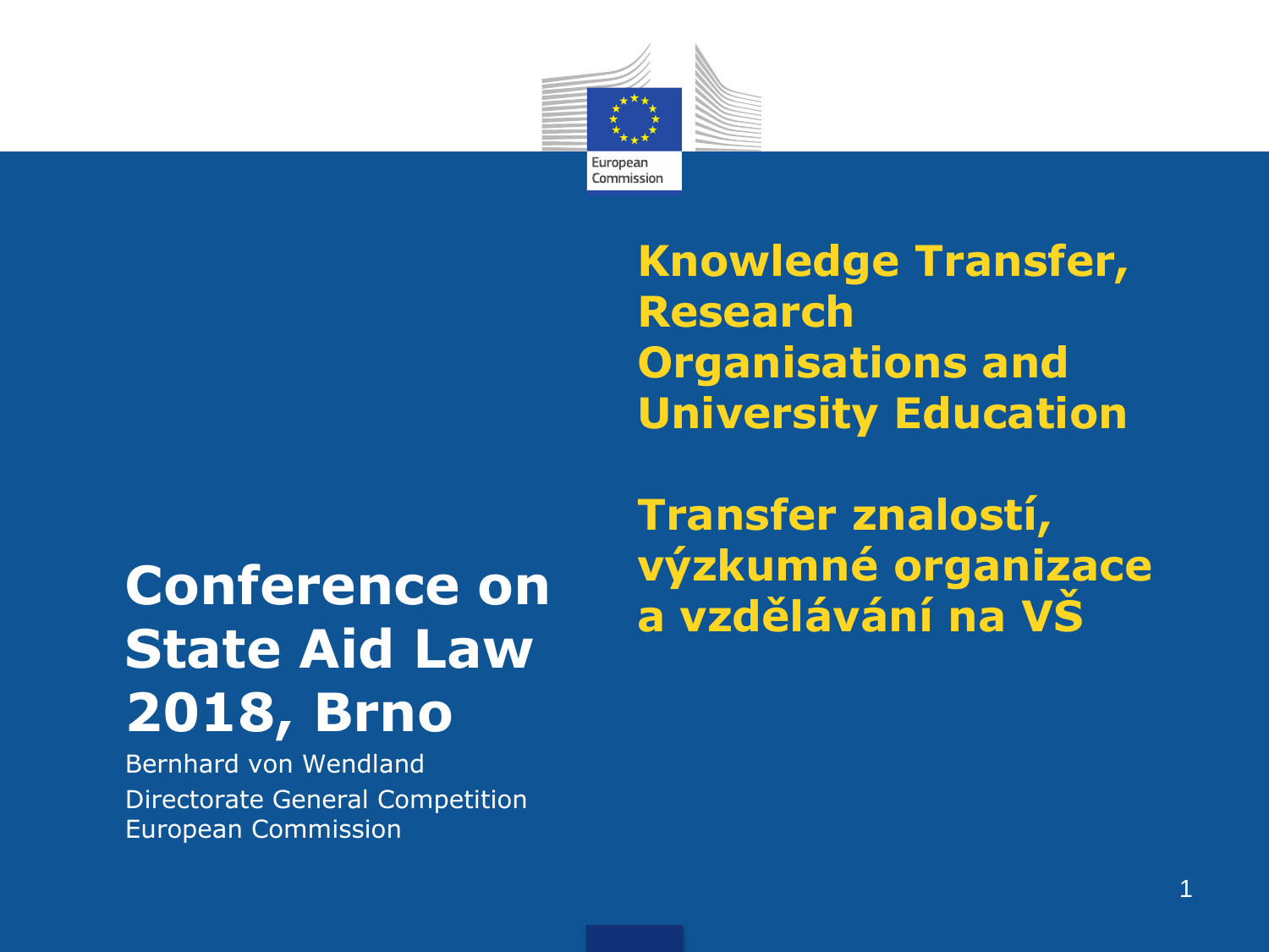European Commission

# Knowledge Transfer, Research Organisations and University Education

# Transfer znalostí, výzkumné organizace a vzdělávání na VŠ

## Conference on State Aid Law 2018, Brno

Bernhard von Wendland

Directorate General Competition

European Commission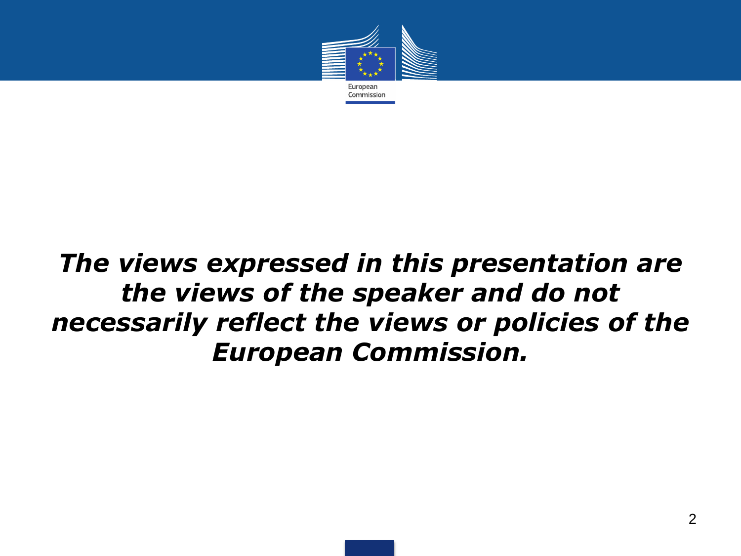***The views expressed in this presentation are the views of the speaker and do not necessarily reflect the views or policies of the European Commission.***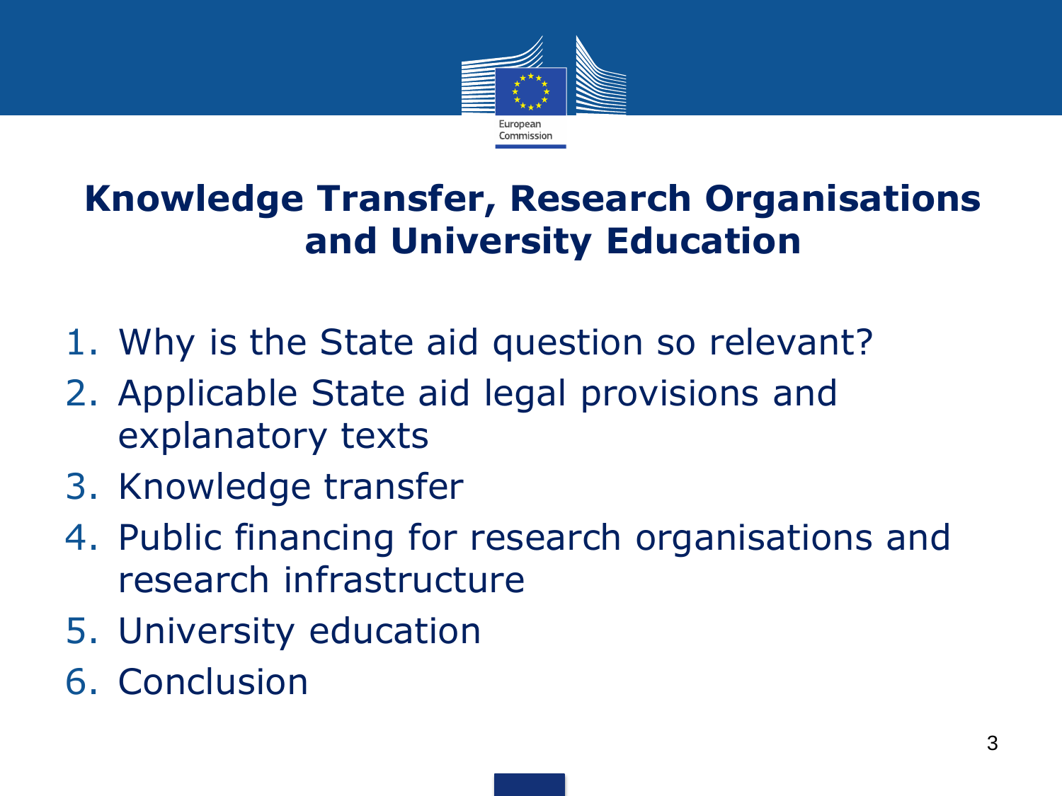# Knowledge Transfer, Research Organisations and University Education

1. Why is the State aid question so relevant?
2. Applicable State aid legal provisions and explanatory texts
3. Knowledge transfer
4. Public financing for research organisations and research infrastructure
5. University education
6. Conclusion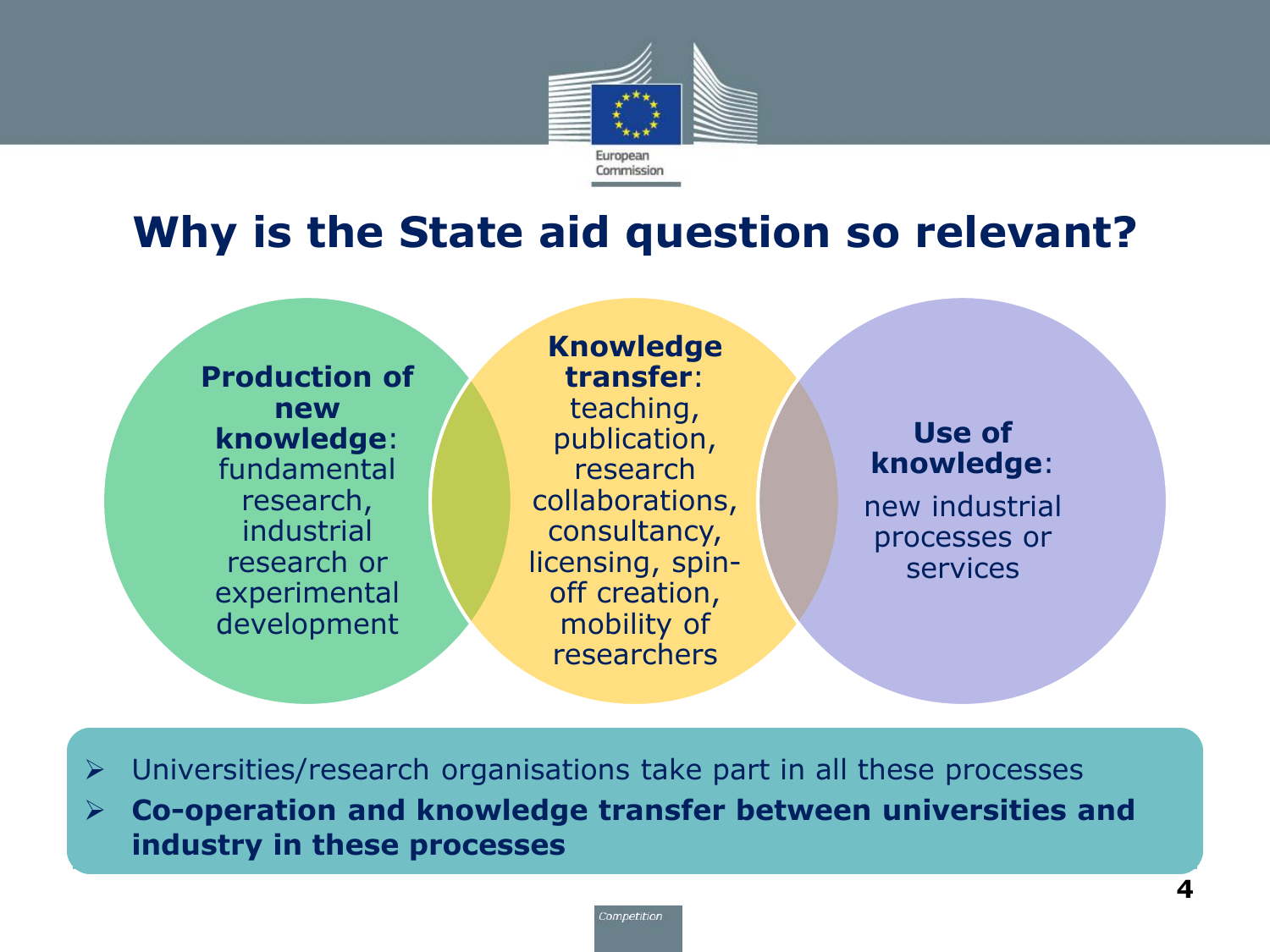# Why is the State aid question so relevant?

**Production of new knowledge**: fundamental research, industrial research or experimental development

**Knowledge transfer**: teaching, publication, research collaborations, consultancy, licensing, spin-off creation, mobility of researchers

**Use of knowledge**: new industrial processes or services

- Universities/research organisations take part in all these processes
- **Co-operation and knowledge transfer between universities and industry in these processes**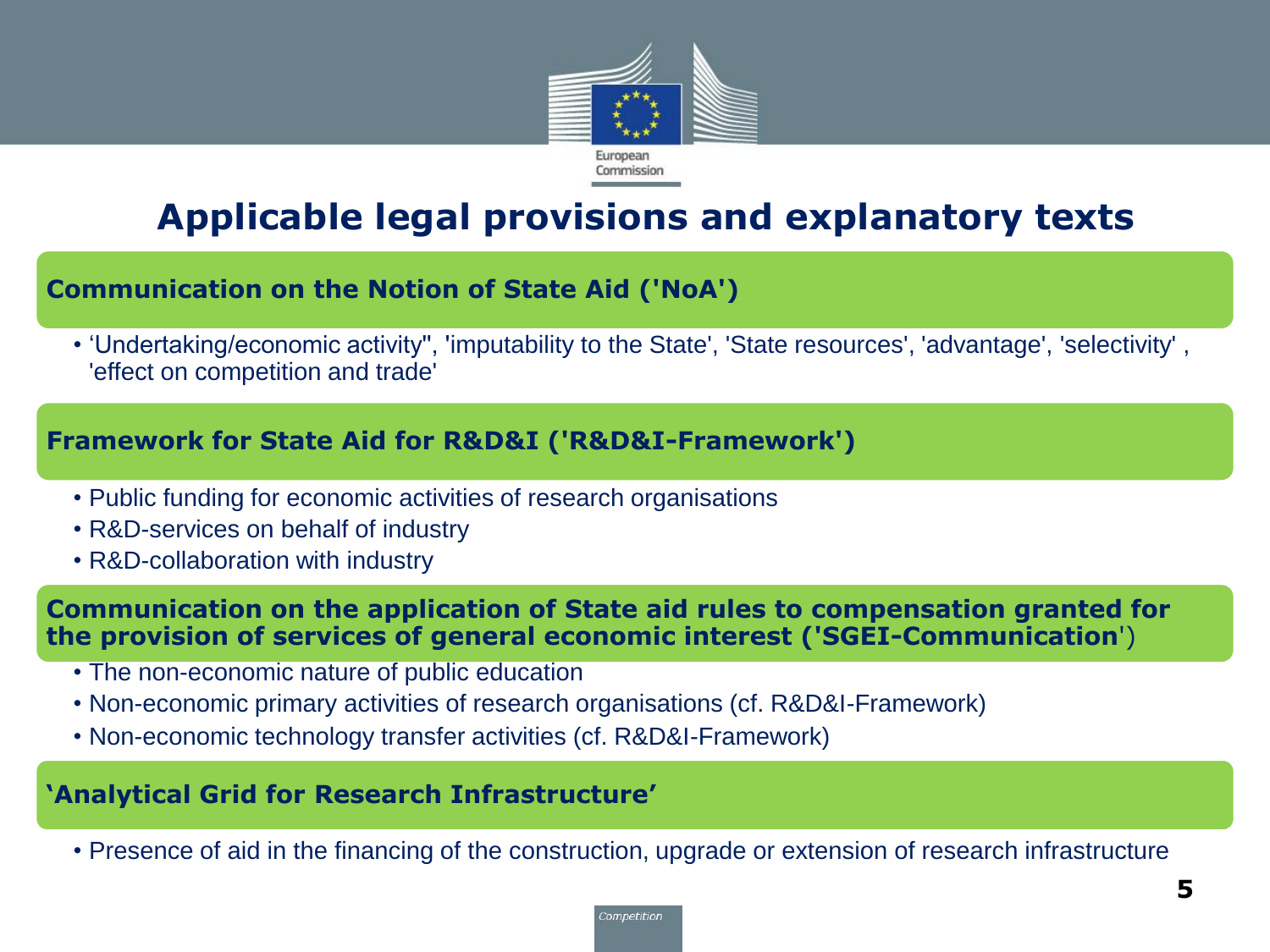# Applicable legal provisions and explanatory texts

## Communication on the Notion of State Aid ('NoA')

- 'Undertaking/economic activity'', 'imputability to the State', 'State resources', 'advantage', 'selectivity' , 'effect on competition and trade'

## Framework for State Aid for R&D&I ('R&D&I-Framework')

- Public funding for economic activities of research organisations
- R&D-services on behalf of industry
- R&D-collaboration with industry

## Communication on the application of State aid rules to compensation granted for the provision of services of general economic interest ('SGEI-Communication')

- The non-economic nature of public education
- Non-economic primary activities of research organisations (cf. R&D&I-Framework)
- Non-economic technology transfer activities (cf. R&D&I-Framework)

## 'Analytical Grid for Research Infrastructure'

- Presence of aid in the financing of the construction, upgrade or extension of research infrastructure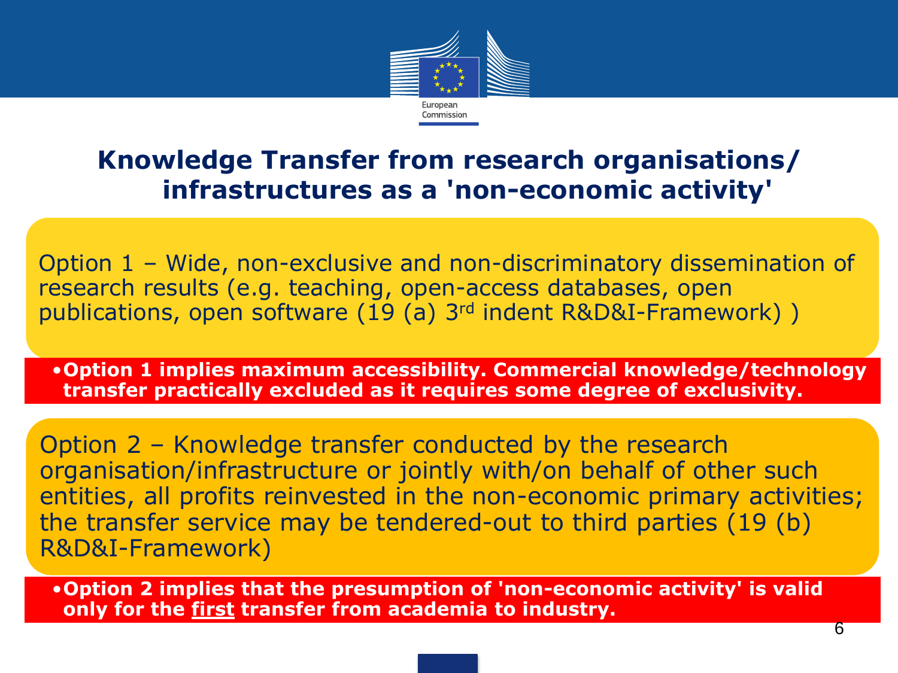# Knowledge Transfer from research organisations/ infrastructures as a 'non-economic activity'

Option 1 – Wide, non-exclusive and non-discriminatory dissemination of research results (e.g. teaching, open-access databases, open publications, open software (19 (a) 3rd indent R&D&I-Framework) )

- **Option 1 implies maximum accessibility. Commercial knowledge/technology transfer practically excluded as it requires some degree of exclusivity.**

Option 2 – Knowledge transfer conducted by the research organisation/infrastructure or jointly with/on behalf of other such entities, all profits reinvested in the non-economic primary activities; the transfer service may be tendered-out to third parties (19 (b) R&D&I-Framework)

- **Option 2 implies that the presumption of 'non-economic activity' is valid only for the <u>first</u> transfer from academia to industry.**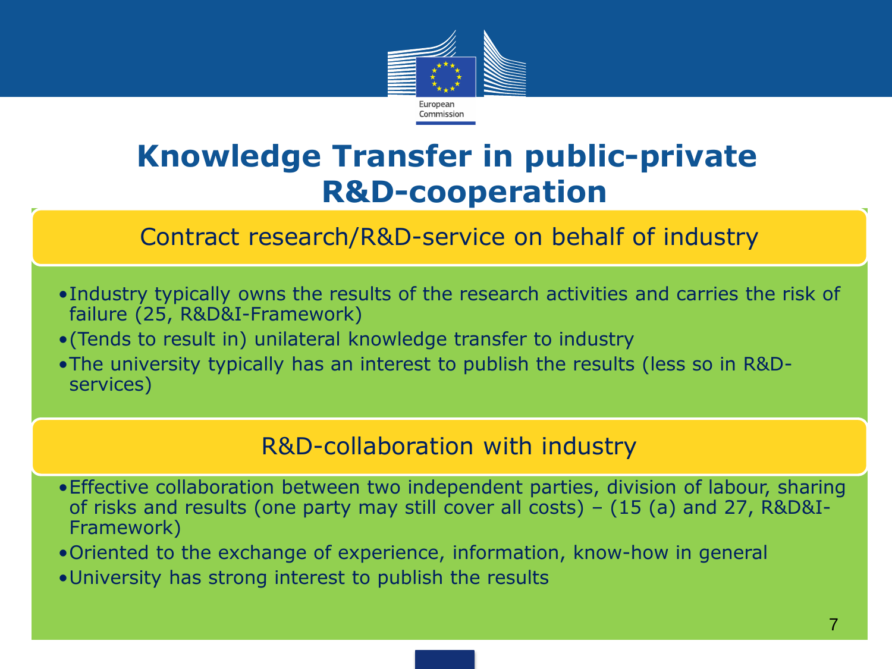# Knowledge Transfer in public-private R&D-cooperation

## Contract research/R&D-service on behalf of industry

- Industry typically owns the results of the research activities and carries the risk of failure (25, R&D&I-Framework)
- (Tends to result in) unilateral knowledge transfer to industry
- The university typically has an interest to publish the results (less so in R&D-services)

## R&D-collaboration with industry

- Effective collaboration between two independent parties, division of labour, sharing of risks and results (one party may still cover all costs) – (15 (a) and 27, R&D&I-Framework)
- Oriented to the exchange of experience, information, know-how in general
- University has strong interest to publish the results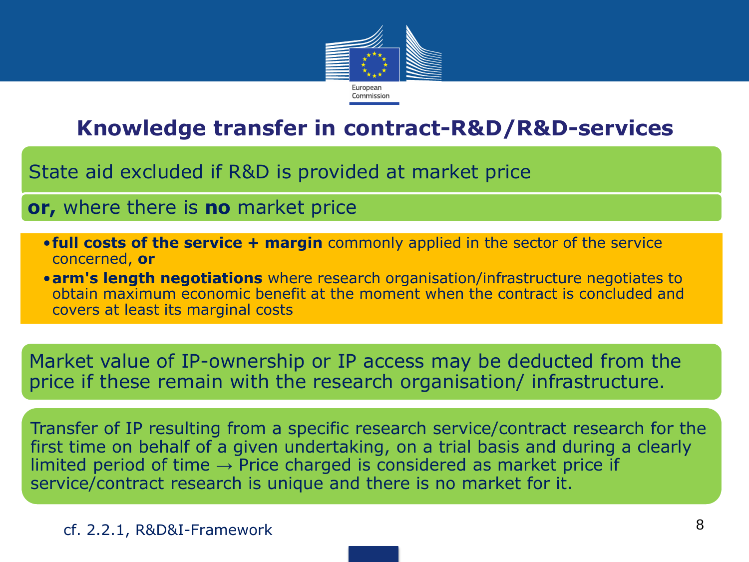# Knowledge transfer in contract-R&D/R&D-services

State aid excluded if R&D is provided at market price

**or,** where there is **no** market price

- **full costs of the service + margin** commonly applied in the sector of the service concerned, **or**
- **arm's length negotiations** where research organisation/infrastructure negotiates to obtain maximum economic benefit at the moment when the contract is concluded and covers at least its marginal costs

Market value of IP-ownership or IP access may be deducted from the price if these remain with the research organisation/ infrastructure.

Transfer of IP resulting from a specific research service/contract research for the first time on behalf of a given undertaking, on a trial basis and during a clearly limited period of time → Price charged is considered as market price if service/contract research is unique and there is no market for it.

cf. 2.2.1, R&D&I-Framework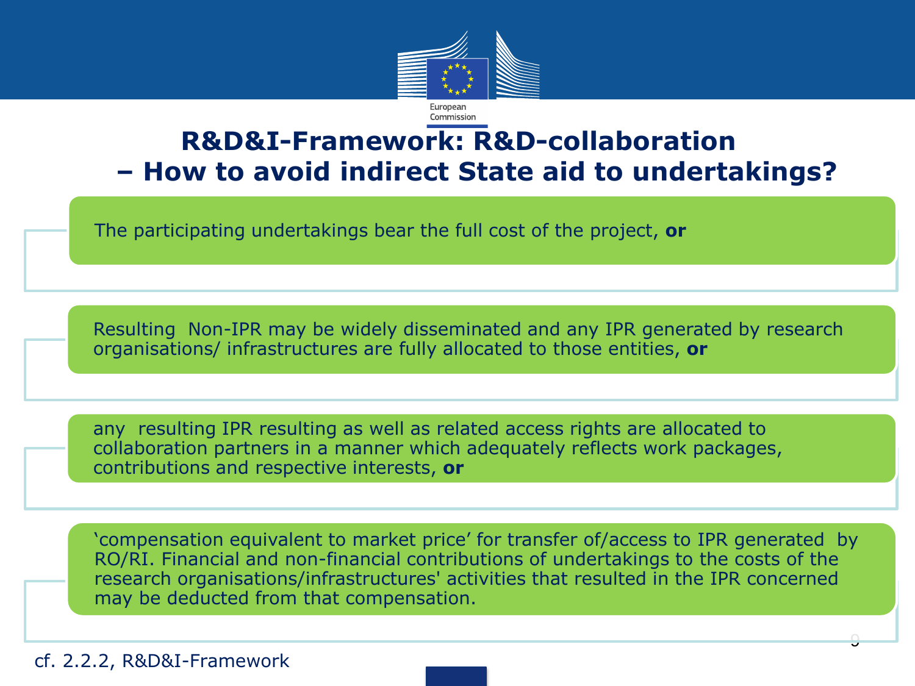# R&D&I-Framework: R&D-collaboration – How to avoid indirect State aid to undertakings?

- The participating undertakings bear the full cost of the project, **or**
- Resulting Non-IPR may be widely disseminated and any IPR generated by research organisations/ infrastructures are fully allocated to those entities, **or**
- any resulting IPR resulting as well as related access rights are allocated to collaboration partners in a manner which adequately reflects work packages, contributions and respective interests, **or**
- 'compensation equivalent to market price' for transfer of/access to IPR generated by RO/RI. Financial and non-financial contributions of undertakings to the costs of the research organisations/infrastructures' activities that resulted in the IPR concerned may be deducted from that compensation.

cf. 2.2.2, R&D&I-Framework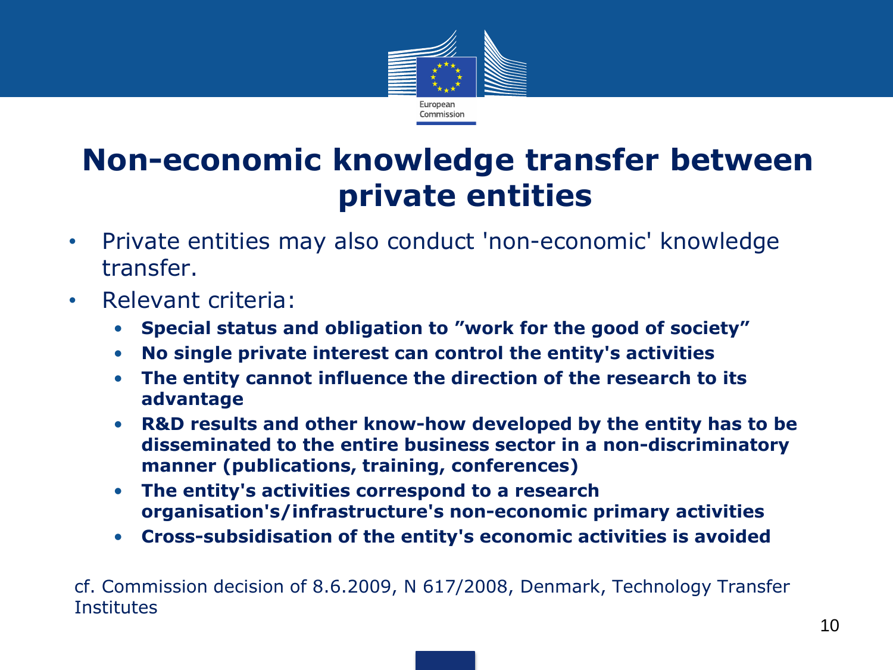# Non-economic knowledge transfer between private entities

- Private entities may also conduct 'non-economic' knowledge transfer.
- Relevant criteria:
  - **Special status and obligation to ”work for the good of society”**
  - **No single private interest can control the entity's activities**
  - **The entity cannot influence the direction of the research to its advantage**
  - **R&D results and other know-how developed by the entity has to be disseminated to the entire business sector in a non-discriminatory manner (publications, training, conferences)**
  - **The entity's activities correspond to a research organisation's/infrastructure's non-economic primary activities**
  - **Cross-subsidisation of the entity's economic activities is avoided**

cf. Commission decision of 8.6.2009, N 617/2008, Denmark, Technology Transfer Institutes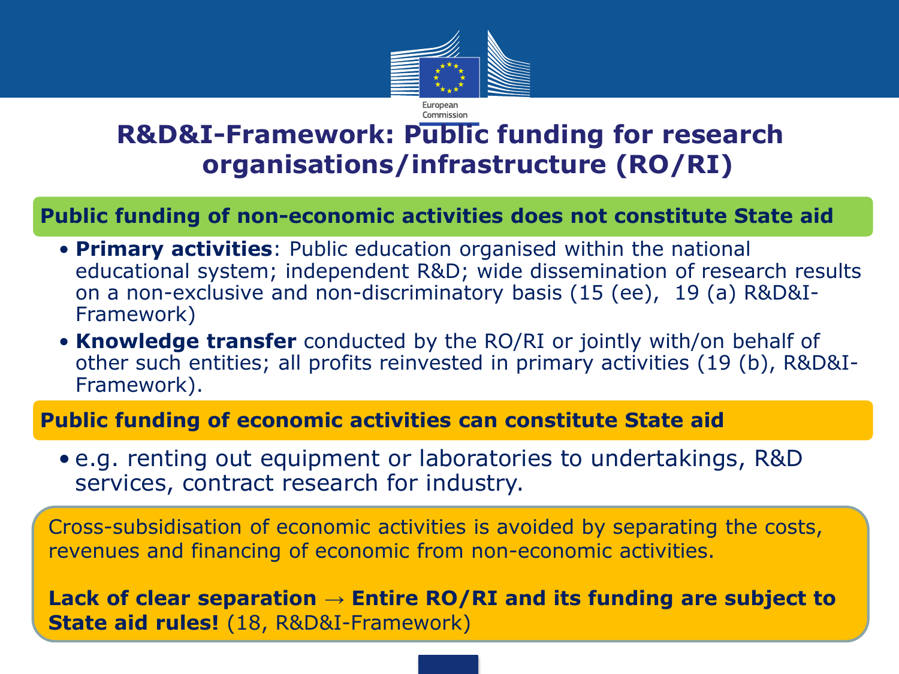# R&D&I-Framework: Public funding for research organisations/infrastructure (RO/RI)

## Public funding of non-economic activities does not constitute State aid

- **Primary activities**: Public education organised within the national educational system; independent R&D; wide dissemination of research results on a non-exclusive and non-discriminatory basis (15 (ee), 19 (a) R&D&I-Framework)
- **Knowledge transfer** conducted by the RO/RI or jointly with/on behalf of other such entities; all profits reinvested in primary activities (19 (b), R&D&I-Framework).

## Public funding of economic activities can constitute State aid

- e.g. renting out equipment or laboratories to undertakings, R&D services, contract research for industry.

Cross-subsidisation of economic activities is avoided by separating the costs, revenues and financing of economic from non-economic activities.

**Lack of clear separation → Entire RO/RI and its funding are subject to State aid rules!** (18, R&D&I-Framework)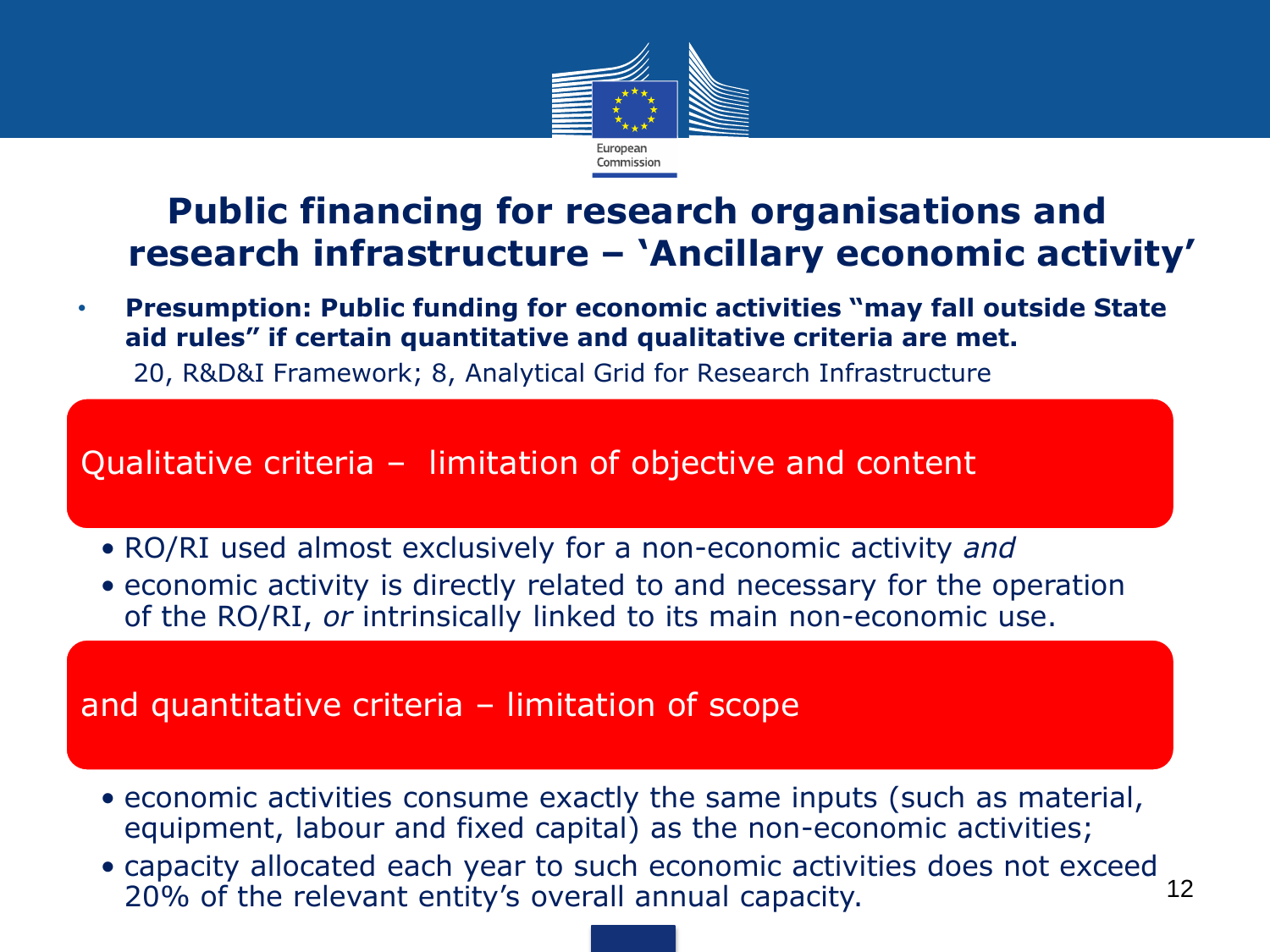# Public financing for research organisations and research infrastructure – 'Ancillary economic activity'

- **Presumption: Public funding for economic activities "may fall outside State aid rules" if certain quantitative and qualitative criteria are met.**

  20, R&D&I Framework; 8, Analytical Grid for Research Infrastructure

## Qualitative criteria – limitation of objective and content

- RO/RI used almost exclusively for a non-economic activity *and*
- economic activity is directly related to and necessary for the operation of the RO/RI, *or* intrinsically linked to its main non-economic use.

## and quantitative criteria – limitation of scope

- economic activities consume exactly the same inputs (such as material, equipment, labour and fixed capital) as the non-economic activities;
- capacity allocated each year to such economic activities does not exceed 20% of the relevant entity's overall annual capacity.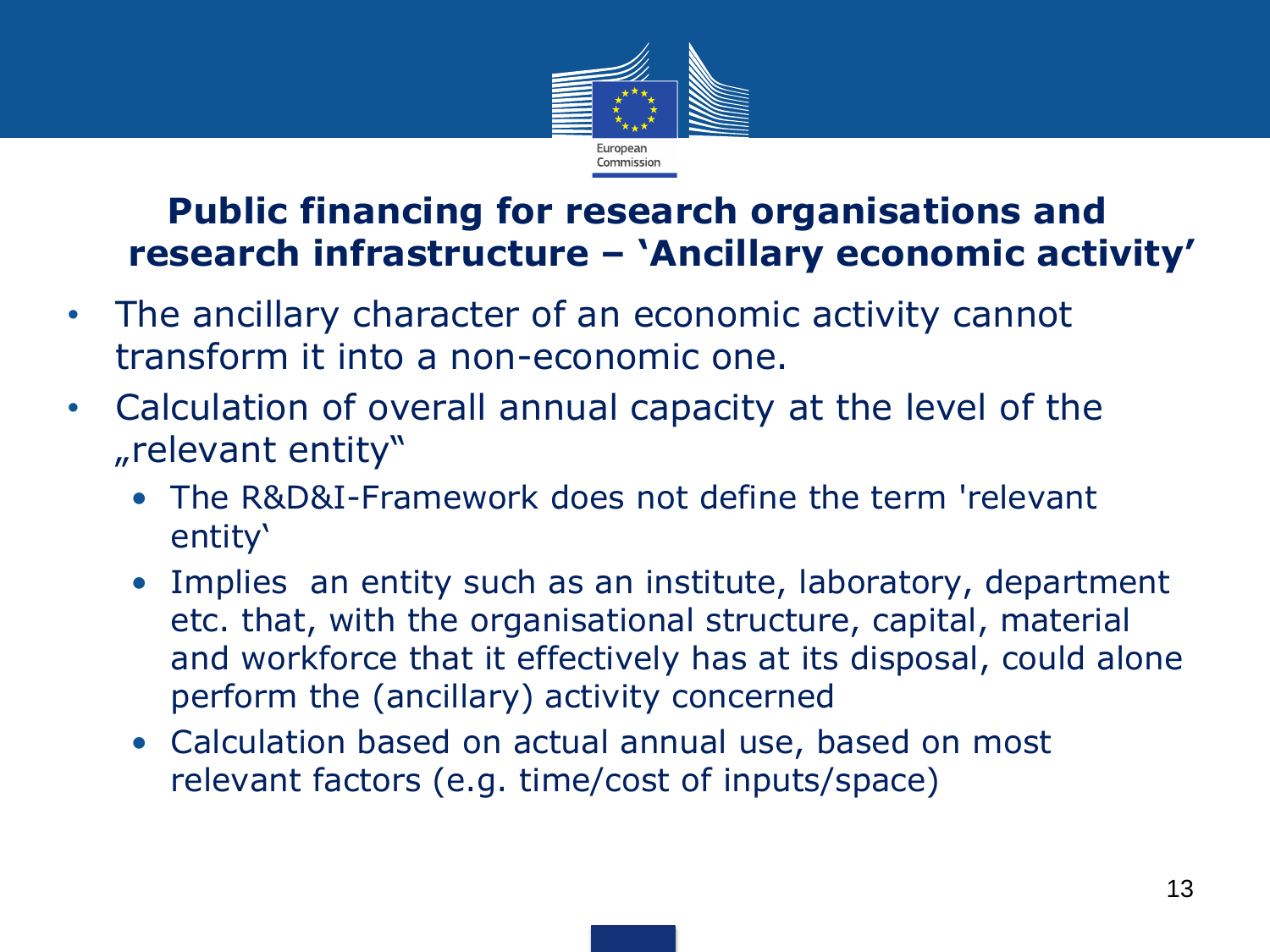## Public financing for research organisations and research infrastructure – 'Ancillary economic activity'

- The ancillary character of an economic activity cannot transform it into a non-economic one.
- Calculation of overall annual capacity at the level of the „relevant entity"
  - The R&D&I-Framework does not define the term 'relevant entity'
  - Implies an entity such as an institute, laboratory, department etc. that, with the organisational structure, capital, material and workforce that it effectively has at its disposal, could alone perform the (ancillary) activity concerned
  - Calculation based on actual annual use, based on most relevant factors (e.g. time/cost of inputs/space)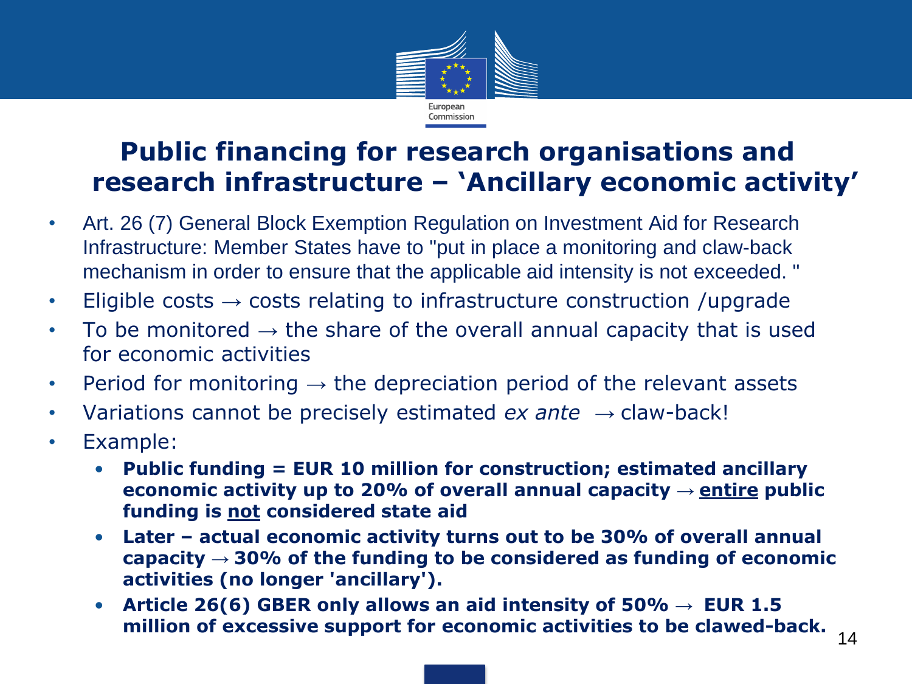# Public financing for research organisations and research infrastructure – 'Ancillary economic activity'

- Art. 26 (7) General Block Exemption Regulation on Investment Aid for Research Infrastructure: Member States have to "put in place a monitoring and claw-back mechanism in order to ensure that the applicable aid intensity is not exceeded. "
- Eligible costs → costs relating to infrastructure construction /upgrade
- To be monitored → the share of the overall annual capacity that is used for economic activities
- Period for monitoring → the depreciation period of the relevant assets
- Variations cannot be precisely estimated *ex ante* → claw-back!
- Example:
  - **Public funding = EUR 10 million for construction; estimated ancillary economic activity up to 20% of overall annual capacity → <u>entire</u> public funding is <u>not</u> considered state aid**
  - **Later – actual economic activity turns out to be 30% of overall annual capacity → 30% of the funding to be considered as funding of economic activities (no longer 'ancillary').**
  - **Article 26(6) GBER only allows an aid intensity of 50% → EUR 1.5 million of excessive support for economic activities to be clawed-back.**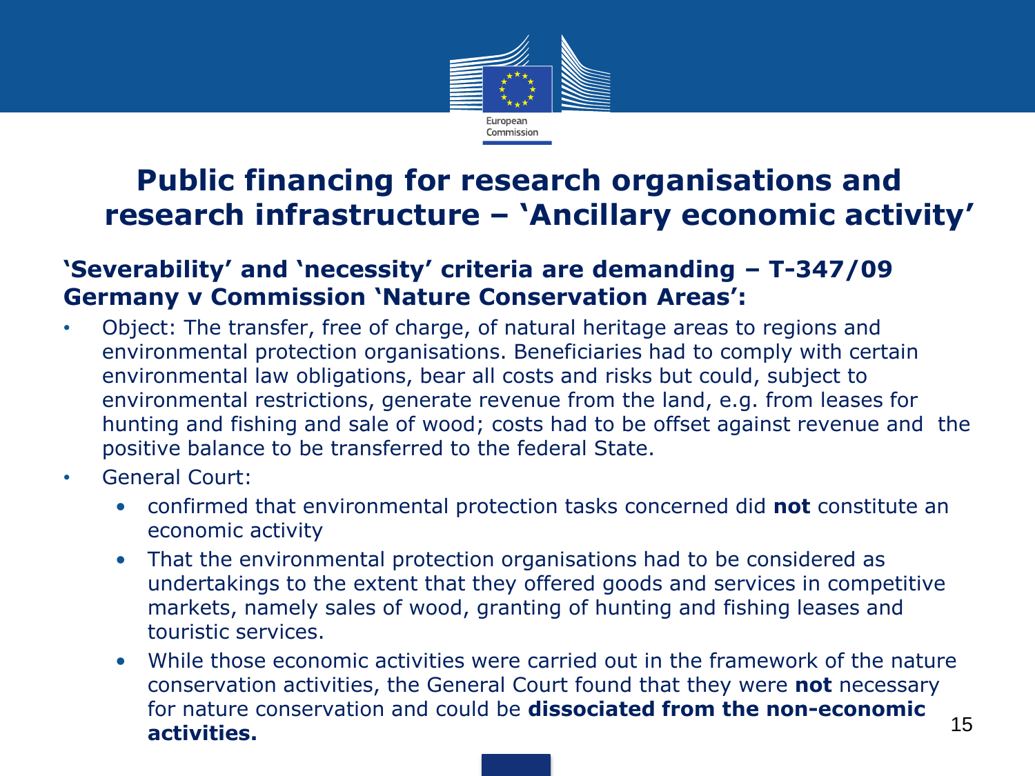# Public financing for research organisations and research infrastructure – 'Ancillary economic activity'

## 'Severability' and 'necessity' criteria are demanding – T-347/09 Germany v Commission 'Nature Conservation Areas':

- Object: The transfer, free of charge, of natural heritage areas to regions and environmental protection organisations. Beneficiaries had to comply with certain environmental law obligations, bear all costs and risks but could, subject to environmental restrictions, generate revenue from the land, e.g. from leases for hunting and fishing and sale of wood; costs had to be offset against revenue and the positive balance to be transferred to the federal State.
- General Court:
  - confirmed that environmental protection tasks concerned did **not** constitute an economic activity
  - That the environmental protection organisations had to be considered as undertakings to the extent that they offered goods and services in competitive markets, namely sales of wood, granting of hunting and fishing leases and touristic services.
  - While those economic activities were carried out in the framework of the nature conservation activities, the General Court found that they were **not** necessary for nature conservation and could be **dissociated from the non-economic activities.**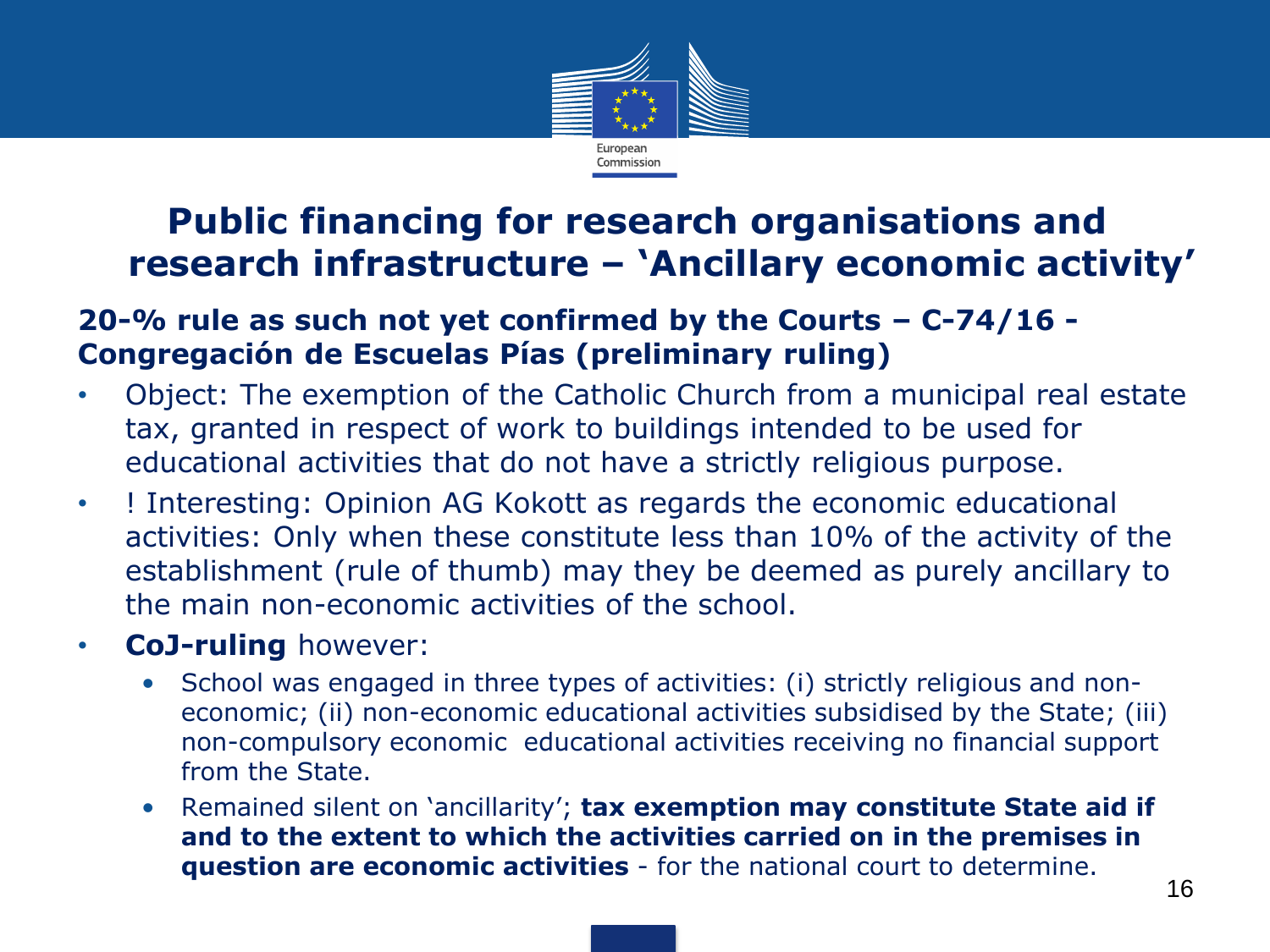# Public financing for research organisations and research infrastructure – 'Ancillary economic activity'

**20-% rule as such not yet confirmed by the Courts – C-74/16 - Congregación de Escuelas Pías (preliminary ruling)**

- Object: The exemption of the Catholic Church from a municipal real estate tax, granted in respect of work to buildings intended to be used for educational activities that do not have a strictly religious purpose.
- ! Interesting: Opinion AG Kokott as regards the economic educational activities: Only when these constitute less than 10% of the activity of the establishment (rule of thumb) may they be deemed as purely ancillary to the main non-economic activities of the school.
- **CoJ-ruling** however:
  - School was engaged in three types of activities: (i) strictly religious and non-economic; (ii) non-economic educational activities subsidised by the State; (iii) non-compulsory economic educational activities receiving no financial support from the State.
  - Remained silent on 'ancillarity'; **tax exemption may constitute State aid if and to the extent to which the activities carried on in the premises in question are economic activities** - for the national court to determine.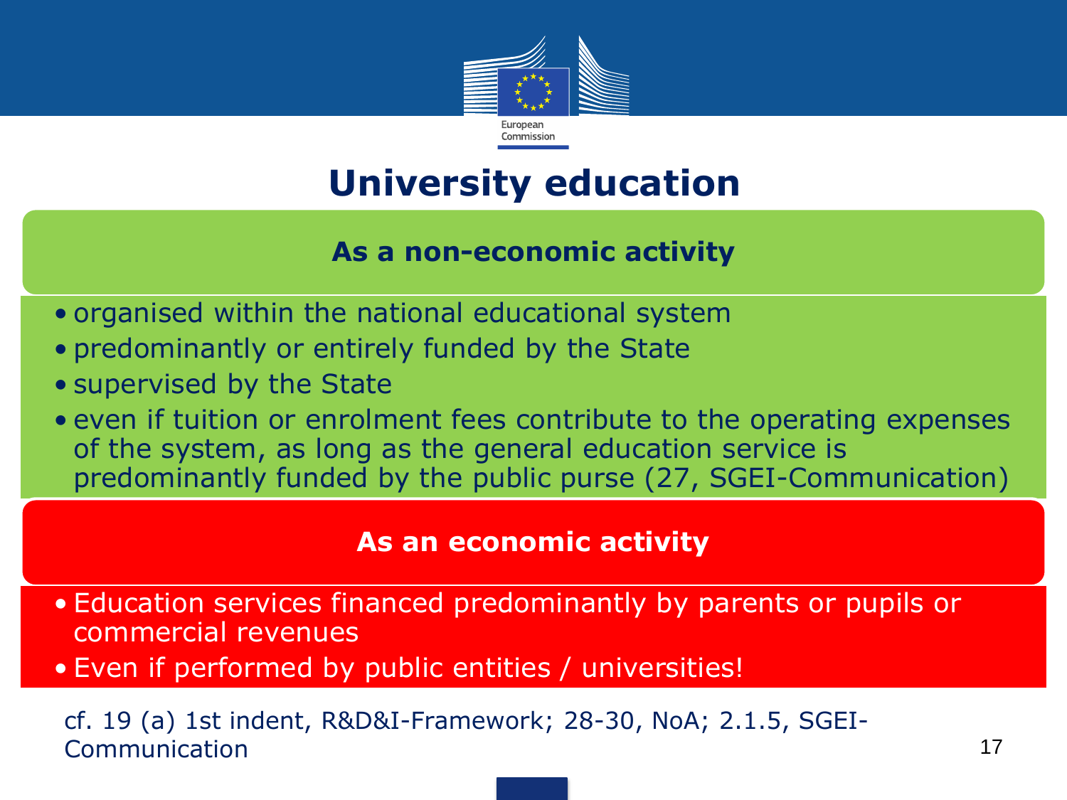# University education

## As a non-economic activity

- organised within the national educational system
- predominantly or entirely funded by the State
- supervised by the State
- even if tuition or enrolment fees contribute to the operating expenses of the system, as long as the general education service is predominantly funded by the public purse (27, SGEI-Communication)

## As an economic activity

- Education services financed predominantly by parents or pupils or commercial revenues
- Even if performed by public entities / universities!

cf. 19 (a) 1st indent, R&D&I-Framework; 28-30, NoA; 2.1.5, SGEI-Communication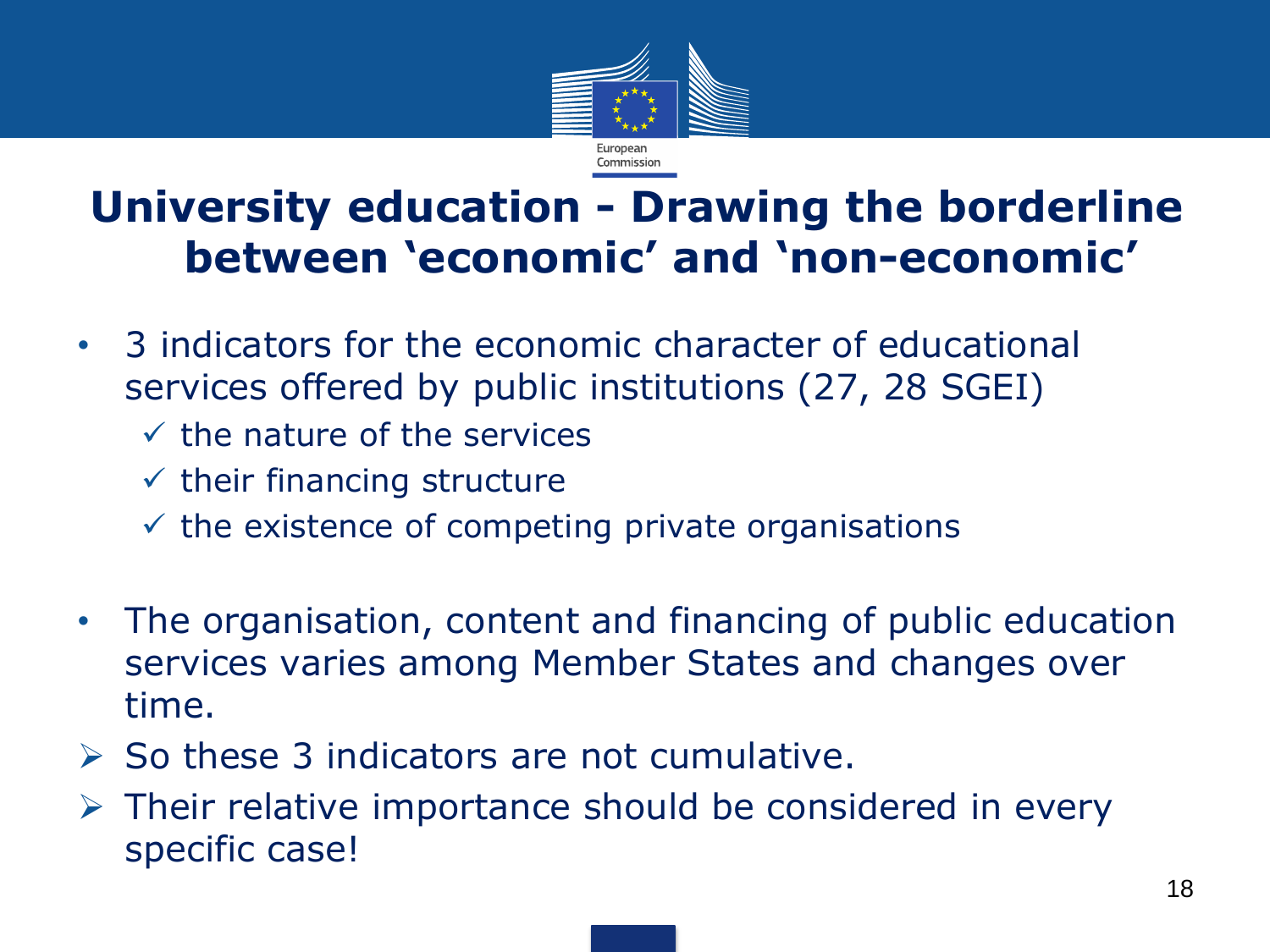# University education - Drawing the borderline between 'economic' and 'non-economic'

- 3 indicators for the economic character of educational services offered by public institutions (27, 28 SGEI)
  - ✓ the nature of the services
  - ✓ their financing structure
  - ✓ the existence of competing private organisations

- The organisation, content and financing of public education services varies among Member States and changes over time.

➢ So these 3 indicators are not cumulative.

➢ Their relative importance should be considered in every specific case!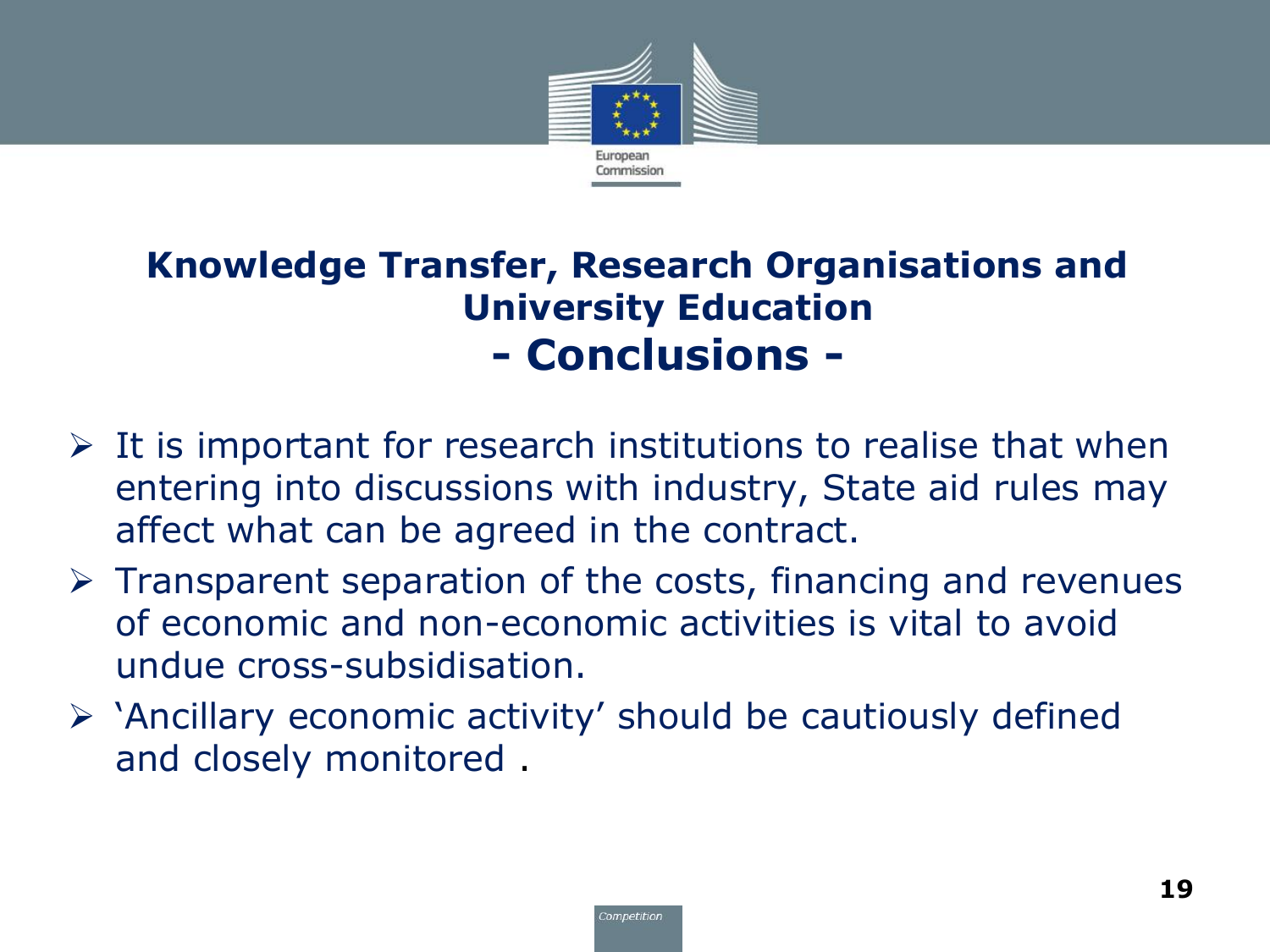# Knowledge Transfer, Research Organisations and University Education
## - Conclusions -

- It is important for research institutions to realise that when entering into discussions with industry, State aid rules may affect what can be agreed in the contract.
- Transparent separation of the costs, financing and revenues of economic and non-economic activities is vital to avoid undue cross-subsidisation.
- 'Ancillary economic activity' should be cautiously defined and closely monitored .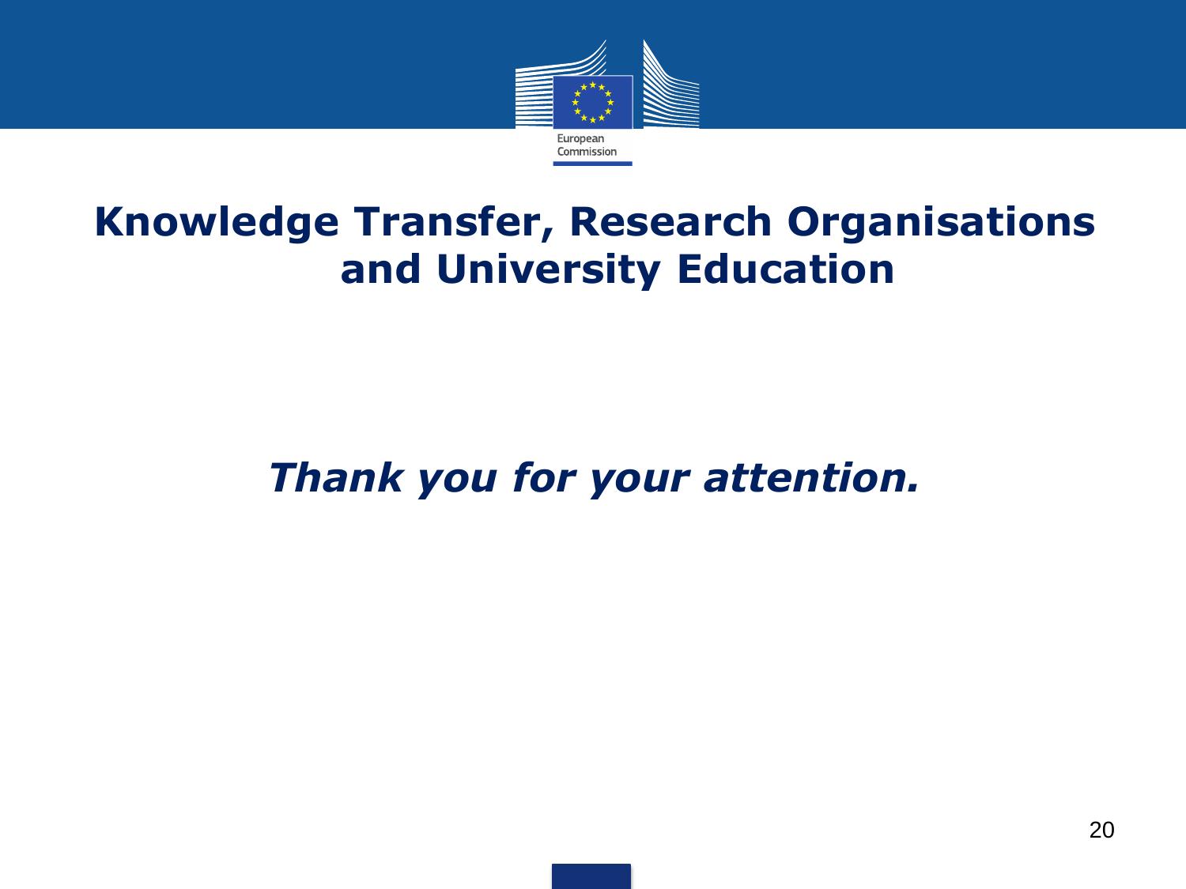# Knowledge Transfer, Research Organisations and University Education

***Thank you for your attention.***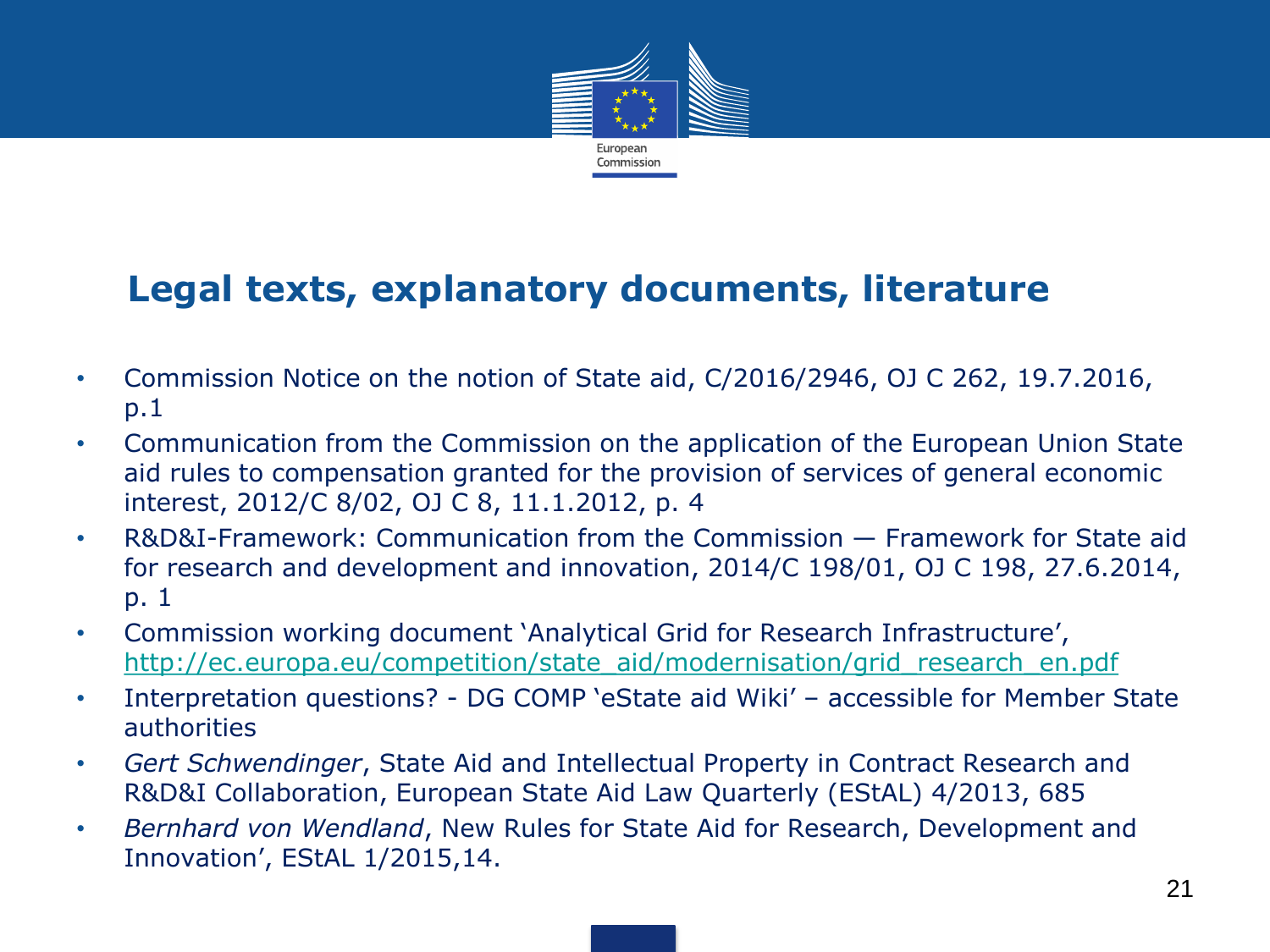# Legal texts, explanatory documents, literature

- Commission Notice on the notion of State aid, C/2016/2946, OJ C 262, 19.7.2016, p.1
- Communication from the Commission on the application of the European Union State aid rules to compensation granted for the provision of services of general economic interest, 2012/C 8/02, OJ C 8, 11.1.2012, p. 4
- R&D&I-Framework: Communication from the Commission — Framework for State aid for research and development and innovation, 2014/C 198/01, OJ C 198, 27.6.2014, p. 1
- Commission working document 'Analytical Grid for Research Infrastructure', http://ec.europa.eu/competition/state_aid/modernisation/grid_research_en.pdf
- Interpretation questions? - DG COMP 'eState aid Wiki' – accessible for Member State authorities
- *Gert Schwendinger*, State Aid and Intellectual Property in Contract Research and R&D&I Collaboration, European State Aid Law Quarterly (EStAL) 4/2013, 685
- *Bernhard von Wendland*, New Rules for State Aid for Research, Development and Innovation', EStAL 1/2015,14.